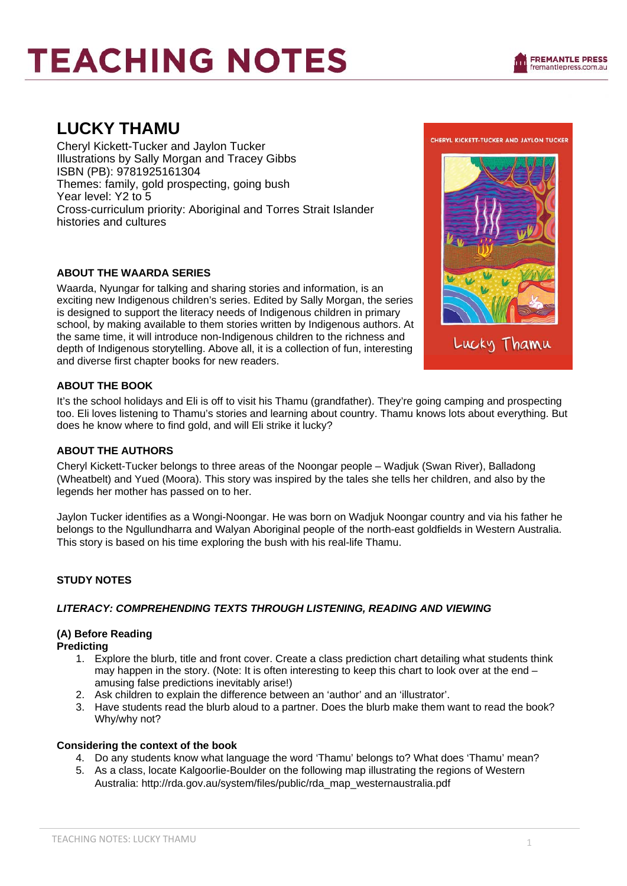# TEACHING NOTES

## LUCKY THAMU

Cheryl Kickett-Tucker and Jaylon Tucker
Illustrations by Sally Morgan and Tracey Gibbs
ISBN (PB): 9781925161304
Themes: family, gold prospecting, going bush
Year level: Y2 to 5
Cross-curriculum priority: Aboriginal and Torres Strait Islander histories and cultures

### ABOUT THE WAARDA SERIES

Waarda, Nyungar for talking and sharing stories and information, is an exciting new Indigenous children's series. Edited by Sally Morgan, the series is designed to support the literacy needs of Indigenous children in primary school, by making available to them stories written by Indigenous authors. At the same time, it will introduce non-Indigenous children to the richness and depth of Indigenous storytelling. Above all, it is a collection of fun, interesting and diverse first chapter books for new readers.

### ABOUT THE BOOK

It's the school holidays and Eli is off to visit his Thamu (grandfather). They're going camping and prospecting too. Eli loves listening to Thamu's stories and learning about country. Thamu knows lots about everything. But does he know where to find gold, and will Eli strike it lucky?

### ABOUT THE AUTHORS

Cheryl Kickett-Tucker belongs to three areas of the Noongar people – Wadjuk (Swan River), Balladong (Wheatbelt) and Yued (Moora). This story was inspired by the tales she tells her children, and also by the legends her mother has passed on to her.

Jaylon Tucker identifies as a Wongi-Noongar. He was born on Wadjuk Noongar country and via his father he belongs to the Ngullundharra and Walyan Aboriginal people of the north-east goldfields in Western Australia. This story is based on his time exploring the bush with his real-life Thamu.

### STUDY NOTES

***LITERACY: COMPREHENDING TEXTS THROUGH LISTENING, READING AND VIEWING***

**(A) Before Reading**
**Predicting**

1. Explore the blurb, title and front cover. Create a class prediction chart detailing what students think may happen in the story. (Note: It is often interesting to keep this chart to look over at the end – amusing false predictions inevitably arise!)
2. Ask children to explain the difference between an 'author' and an 'illustrator'.
3. Have students read the blurb aloud to a partner. Does the blurb make them want to read the book? Why/why not?

**Considering the context of the book**

4. Do any students know what language the word 'Thamu' belongs to? What does 'Thamu' mean?
5. As a class, locate Kalgoorlie-Boulder on the following map illustrating the regions of Western Australia: http://rda.gov.au/system/files/public/rda_map_westernaustralia.pdf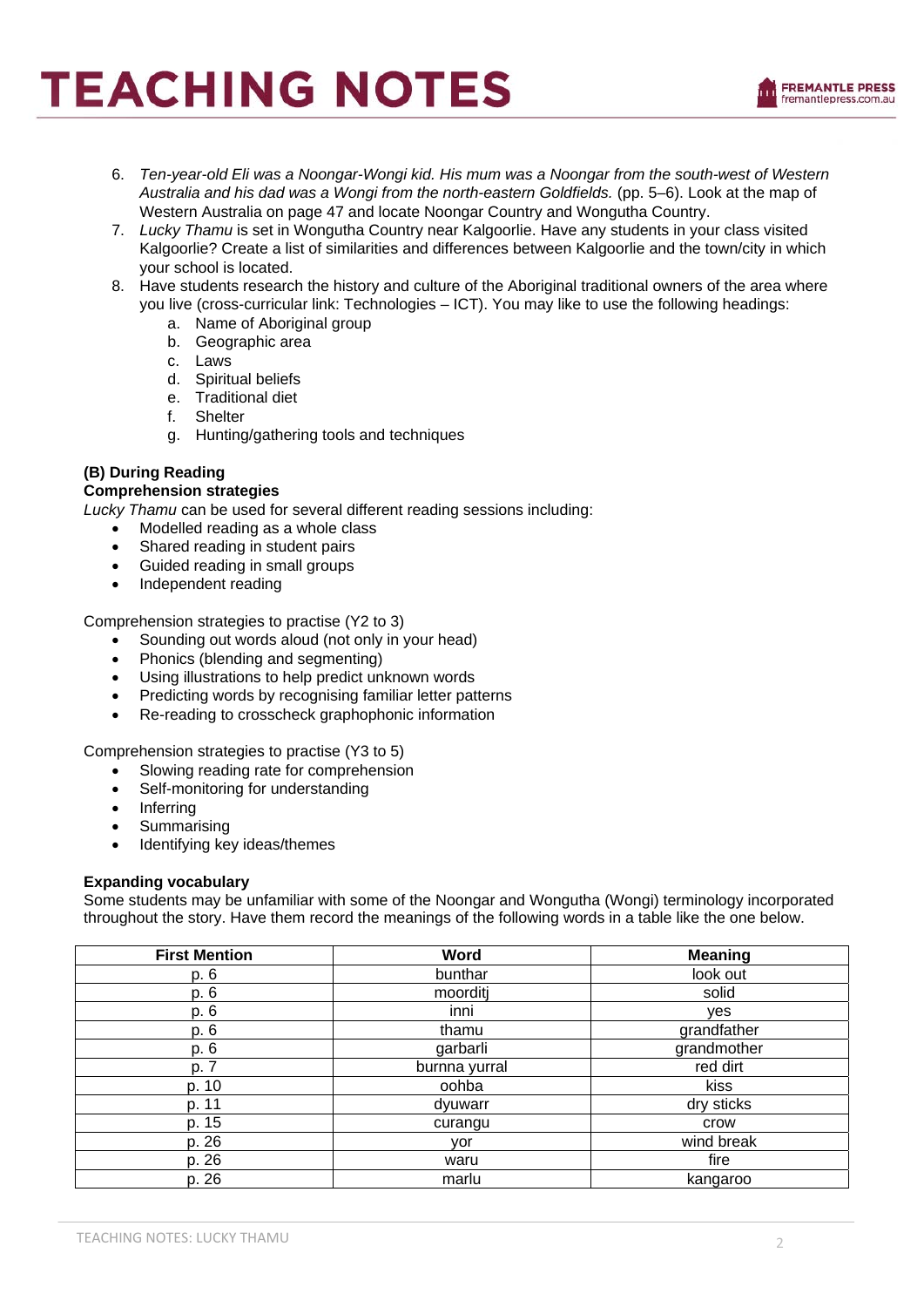6. *Ten-year-old Eli was a Noongar-Wongi kid. His mum was a Noongar from the south-west of Western Australia and his dad was a Wongi from the north-eastern Goldfields.* (pp. 5–6). Look at the map of Western Australia on page 47 and locate Noongar Country and Wongutha Country.
7. *Lucky Thamu* is set in Wongutha Country near Kalgoorlie. Have any students in your class visited Kalgoorlie? Create a list of similarities and differences between Kalgoorlie and the town/city in which your school is located.
8. Have students research the history and culture of the Aboriginal traditional owners of the area where you live (cross-curricular link: Technologies – ICT). You may like to use the following headings:
    a. Name of Aboriginal group
    b. Geographic area
    c. Laws
    d. Spiritual beliefs
    e. Traditional diet
    f. Shelter
    g. Hunting/gathering tools and techniques

**(B) During Reading**

**Comprehension strategies**

*Lucky Thamu* can be used for several different reading sessions including:

- Modelled reading as a whole class
- Shared reading in student pairs
- Guided reading in small groups
- Independent reading

Comprehension strategies to practise (Y2 to 3)

- Sounding out words aloud (not only in your head)
- Phonics (blending and segmenting)
- Using illustrations to help predict unknown words
- Predicting words by recognising familiar letter patterns
- Re-reading to crosscheck graphophonic information

Comprehension strategies to practise (Y3 to 5)

- Slowing reading rate for comprehension
- Self-monitoring for understanding
- Inferring
- Summarising
- Identifying key ideas/themes

**Expanding vocabulary**

Some students may be unfamiliar with some of the Noongar and Wongutha (Wongi) terminology incorporated throughout the story. Have them record the meanings of the following words in a table like the one below.

| First Mention | Word | Meaning |
|---|---|---|
| p. 6 | bunthar | look out |
| p. 6 | moorditj | solid |
| p. 6 | inni | yes |
| p. 6 | thamu | grandfather |
| p. 6 | garbarli | grandmother |
| p. 7 | burnna yurral | red dirt |
| p. 10 | oohba | kiss |
| p. 11 | dyuwarr | dry sticks |
| p. 15 | curangu | crow |
| p. 26 | yor | wind break |
| p. 26 | waru | fire |
| p. 26 | marlu | kangaroo |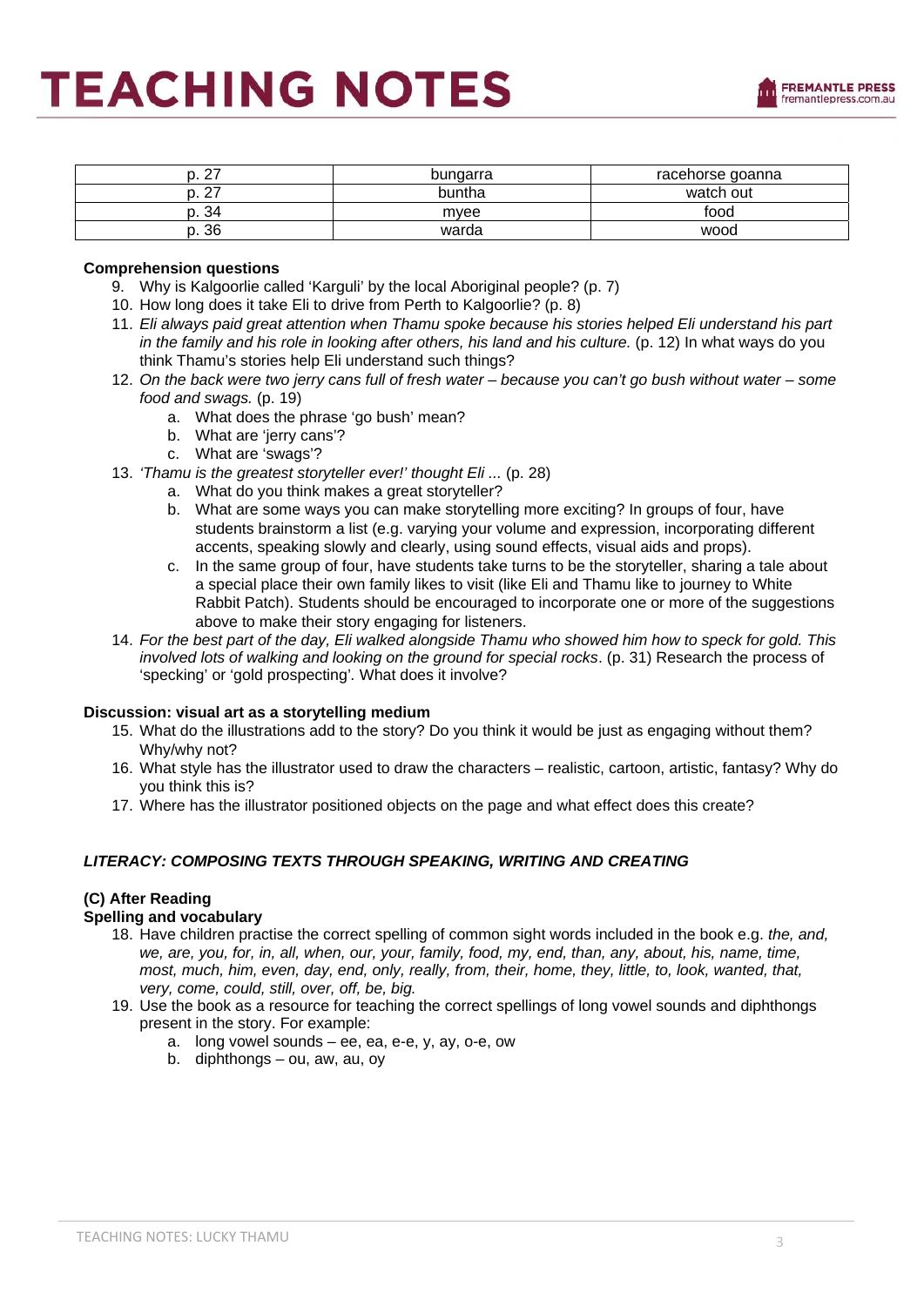| p. 27 | bungarra | racehorse goanna |
|---|---|---|
| p. 27 | buntha | watch out |
| p. 34 | myee | food |
| p. 36 | warda | wood |

**Comprehension questions**

9. Why is Kalgoorlie called 'Karguli' by the local Aboriginal people? (p. 7)
10. How long does it take Eli to drive from Perth to Kalgoorlie? (p. 8)
11. *Eli always paid great attention when Thamu spoke because his stories helped Eli understand his part in the family and his role in looking after others, his land and his culture.* (p. 12) In what ways do you think Thamu's stories help Eli understand such things?
12. *On the back were two jerry cans full of fresh water – because you can't go bush without water – some food and swags.* (p. 19)
    a. What does the phrase 'go bush' mean?
    b. What are 'jerry cans'?
    c. What are 'swags'?
13. *'Thamu is the greatest storyteller ever!' thought Eli ...* (p. 28)
    a. What do you think makes a great storyteller?
    b. What are some ways you can make storytelling more exciting? In groups of four, have students brainstorm a list (e.g. varying your volume and expression, incorporating different accents, speaking slowly and clearly, using sound effects, visual aids and props).
    c. In the same group of four, have students take turns to be the storyteller, sharing a tale about a special place their own family likes to visit (like Eli and Thamu like to journey to White Rabbit Patch). Students should be encouraged to incorporate one or more of the suggestions above to make their story engaging for listeners.
14. *For the best part of the day, Eli walked alongside Thamu who showed him how to speck for gold. This involved lots of walking and looking on the ground for special rocks*. (p. 31) Research the process of 'specking' or 'gold prospecting'. What does it involve?

**Discussion: visual art as a storytelling medium**

15. What do the illustrations add to the story? Do you think it would be just as engaging without them? Why/why not?
16. What style has the illustrator used to draw the characters – realistic, cartoon, artistic, fantasy? Why do you think this is?
17. Where has the illustrator positioned objects on the page and what effect does this create?

***LITERACY: COMPOSING TEXTS THROUGH SPEAKING, WRITING AND CREATING***

**(C) After Reading**

**Spelling and vocabulary**

18. Have children practise the correct spelling of common sight words included in the book e.g. *the, and, we, are, you, for, in, all, when, our, your, family, food, my, end, than, any, about, his, name, time, most, much, him, even, day, end, only, really, from, their, home, they, little, to, look, wanted, that, very, come, could, still, over, off, be, big.*
19. Use the book as a resource for teaching the correct spellings of long vowel sounds and diphthongs present in the story. For example:
    a. long vowel sounds – ee, ea, e-e, y, ay, o-e, ow
    b. diphthongs – ou, aw, au, oy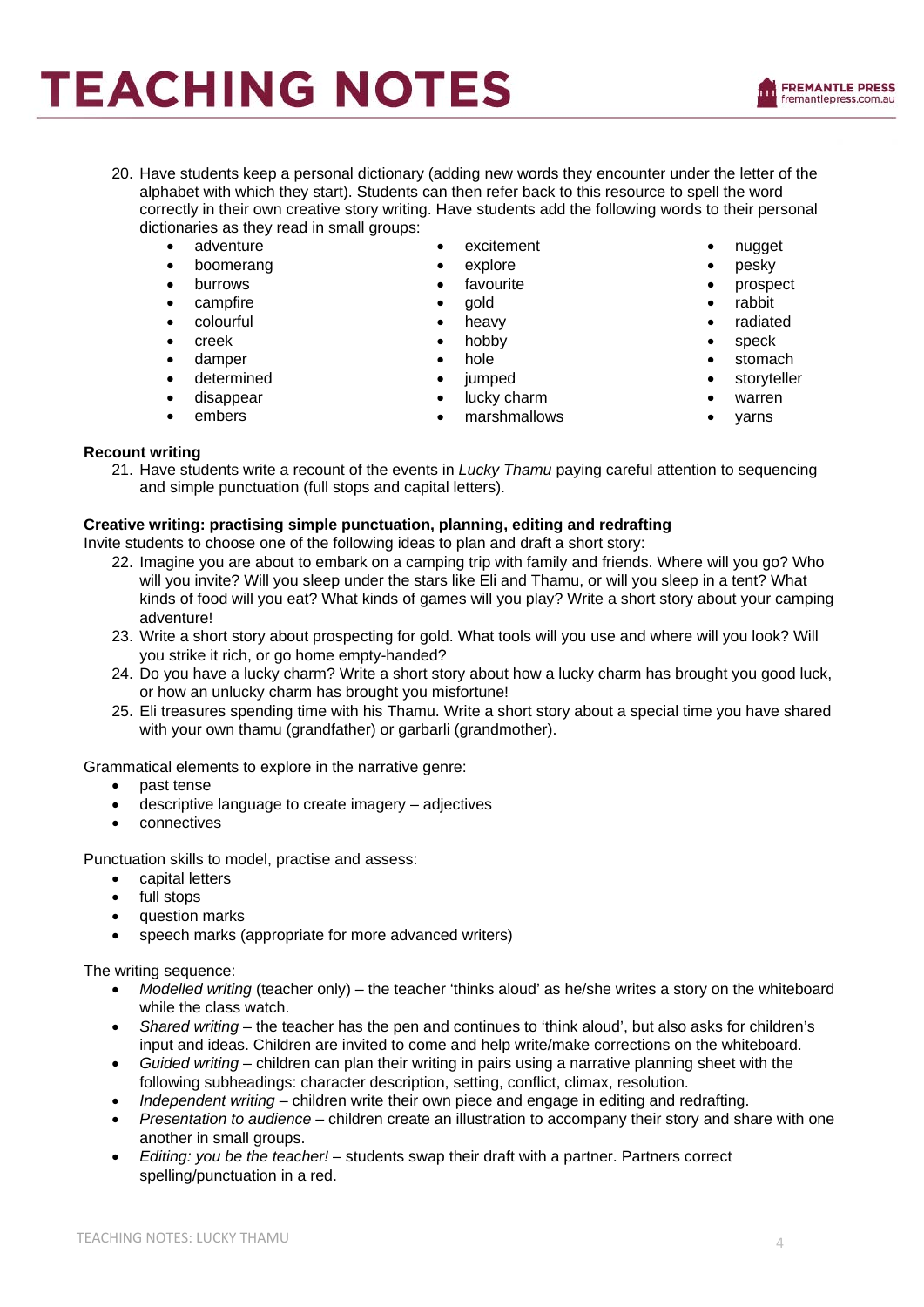20. Have students keep a personal dictionary (adding new words they encounter under the letter of the alphabet with which they start). Students can then refer back to this resource to spell the word correctly in their own creative story writing. Have students add the following words to their personal dictionaries as they read in small groups:
    - adventure
    - boomerang
    - burrows
    - campfire
    - colourful
    - creek
    - damper
    - determined
    - disappear
    - embers
    - excitement
    - explore
    - favourite
    - gold
    - heavy
    - hobby
    - hole
    - jumped
    - lucky charm
    - marshmallows
    - nugget
    - pesky
    - prospect
    - rabbit
    - radiated
    - speck
    - stomach
    - storyteller
    - warren
    - yarns

**Recount writing**

21. Have students write a recount of the events in *Lucky Thamu* paying careful attention to sequencing and simple punctuation (full stops and capital letters).

**Creative writing: practising simple punctuation, planning, editing and redrafting**

Invite students to choose one of the following ideas to plan and draft a short story:

22. Imagine you are about to embark on a camping trip with family and friends. Where will you go? Who will you invite? Will you sleep under the stars like Eli and Thamu, or will you sleep in a tent? What kinds of food will you eat? What kinds of games will you play? Write a short story about your camping adventure!
23. Write a short story about prospecting for gold. What tools will you use and where will you look? Will you strike it rich, or go home empty-handed?
24. Do you have a lucky charm? Write a short story about how a lucky charm has brought you good luck, or how an unlucky charm has brought you misfortune!
25. Eli treasures spending time with his Thamu. Write a short story about a special time you have shared with your own thamu (grandfather) or garbarli (grandmother).

Grammatical elements to explore in the narrative genre:

- past tense
- descriptive language to create imagery – adjectives
- connectives

Punctuation skills to model, practise and assess:

- capital letters
- full stops
- question marks
- speech marks (appropriate for more advanced writers)

The writing sequence:

- *Modelled writing* (teacher only) – the teacher 'thinks aloud' as he/she writes a story on the whiteboard while the class watch.
- *Shared writing* – the teacher has the pen and continues to 'think aloud', but also asks for children's input and ideas. Children are invited to come and help write/make corrections on the whiteboard.
- *Guided writing* – children can plan their writing in pairs using a narrative planning sheet with the following subheadings: character description, setting, conflict, climax, resolution.
- *Independent writing* – children write their own piece and engage in editing and redrafting.
- *Presentation to audience* – children create an illustration to accompany their story and share with one another in small groups.
- *Editing: you be the teacher!* – students swap their draft with a partner. Partners correct spelling/punctuation in a red.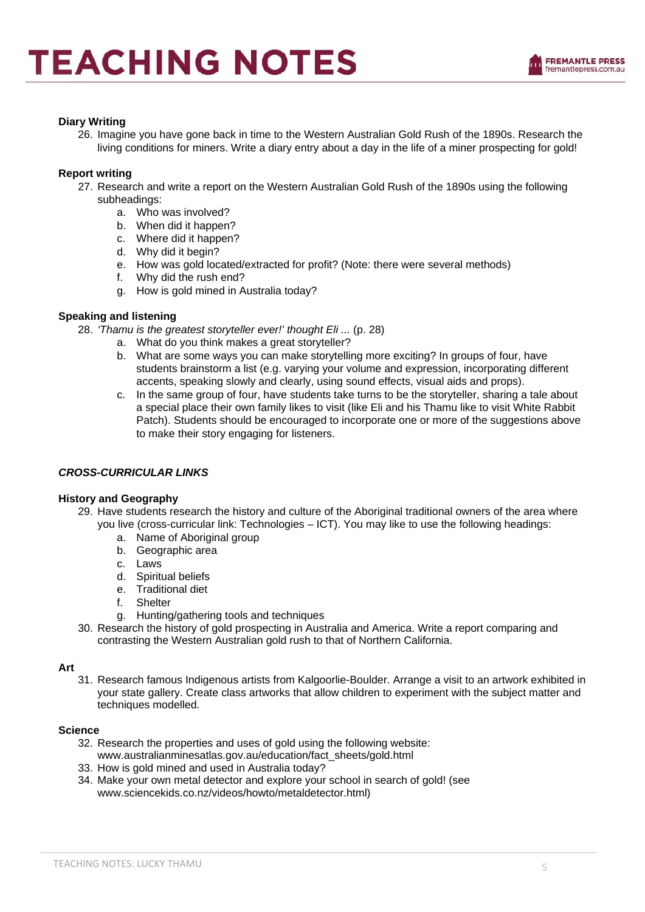### Diary Writing

26. Imagine you have gone back in time to the Western Australian Gold Rush of the 1890s. Research the living conditions for miners. Write a diary entry about a day in the life of a miner prospecting for gold!

### Report writing

27. Research and write a report on the Western Australian Gold Rush of the 1890s using the following subheadings:
    a. Who was involved?
    b. When did it happen?
    c. Where did it happen?
    d. Why did it begin?
    e. How was gold located/extracted for profit? (Note: there were several methods)
    f. Why did the rush end?
    g. How is gold mined in Australia today?

### Speaking and listening

28. *'Thamu is the greatest storyteller ever!' thought Eli ...* (p. 28)
    a. What do you think makes a great storyteller?
    b. What are some ways you can make storytelling more exciting? In groups of four, have students brainstorm a list (e.g. varying your volume and expression, incorporating different accents, speaking slowly and clearly, using sound effects, visual aids and props).
    c. In the same group of four, have students take turns to be the storyteller, sharing a tale about a special place their own family likes to visit (like Eli and his Thamu like to visit White Rabbit Patch). Students should be encouraged to incorporate one or more of the suggestions above to make their story engaging for listeners.

## *CROSS-CURRICULAR LINKS*

### History and Geography

29. Have students research the history and culture of the Aboriginal traditional owners of the area where you live (cross-curricular link: Technologies – ICT). You may like to use the following headings:
    a. Name of Aboriginal group
    b. Geographic area
    c. Laws
    d. Spiritual beliefs
    e. Traditional diet
    f. Shelter
    g. Hunting/gathering tools and techniques
30. Research the history of gold prospecting in Australia and America. Write a report comparing and contrasting the Western Australian gold rush to that of Northern California.

### Art

31. Research famous Indigenous artists from Kalgoorlie-Boulder. Arrange a visit to an artwork exhibited in your state gallery. Create class artworks that allow children to experiment with the subject matter and techniques modelled.

### Science

32. Research the properties and uses of gold using the following website: www.australianminesatlas.gov.au/education/fact_sheets/gold.html
33. How is gold mined and used in Australia today?
34. Make your own metal detector and explore your school in search of gold! (see www.sciencekids.co.nz/videos/howto/metaldetector.html)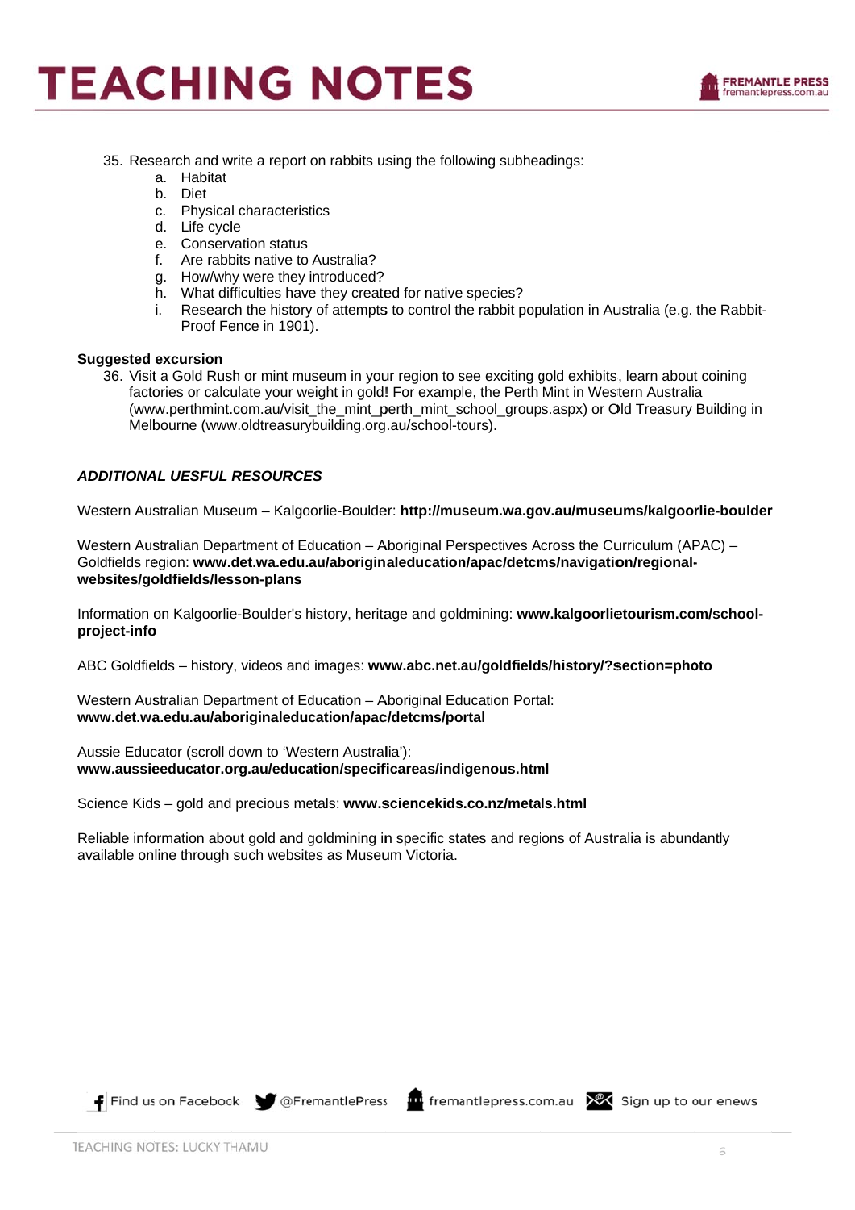35. Research and write a report on rabbits using the following subheadings:
    a. Habitat
    b. Diet
    c. Physical characteristics
    d. Life cycle
    e. Conservation status
    f. Are rabbits native to Australia?
    g. How/why were they introduced?
    h. What difficulties have they created for native species?
    i. Research the history of attempts to control the rabbit population in Australia (e.g. the Rabbit-Proof Fence in 1901).

**Suggested excursion**

36. Visit a Gold Rush or mint museum in your region to see exciting gold exhibits, learn about coining factories or calculate your weight in gold! For example, the Perth Mint in Western Australia (www.perthmint.com.au/visit_the_mint_perth_mint_school_groups.aspx) or Old Treasury Building in Melbourne (www.oldtreasurybuilding.org.au/school-tours).

***ADDITIONAL UESFUL RESOURCES***

Western Australian Museum – Kalgoorlie-Boulder: **http://museum.wa.gov.au/museums/kalgoorlie-boulder**

Western Australian Department of Education – Aboriginal Perspectives Across the Curriculum (APAC) – Goldfields region: **www.det.wa.edu.au/aboriginaleducation/apac/detcms/navigation/regional-websites/goldfields/lesson-plans**

Information on Kalgoorlie-Boulder's history, heritage and goldmining: **www.kalgoorlietourism.com/school-project-info**

ABC Goldfields – history, videos and images: **www.abc.net.au/goldfields/history/?section=photo**

Western Australian Department of Education – Aboriginal Education Portal: **www.det.wa.edu.au/aboriginaleducation/apac/detcms/portal**

Aussie Educator (scroll down to 'Western Australia'): **www.aussieeducator.org.au/education/specificareas/indigenous.html**

Science Kids – gold and precious metals: **www.sciencekids.co.nz/metals.html**

Reliable information about gold and goldmining in specific states and regions of Australia is abundantly available online through such websites as Museum Victoria.